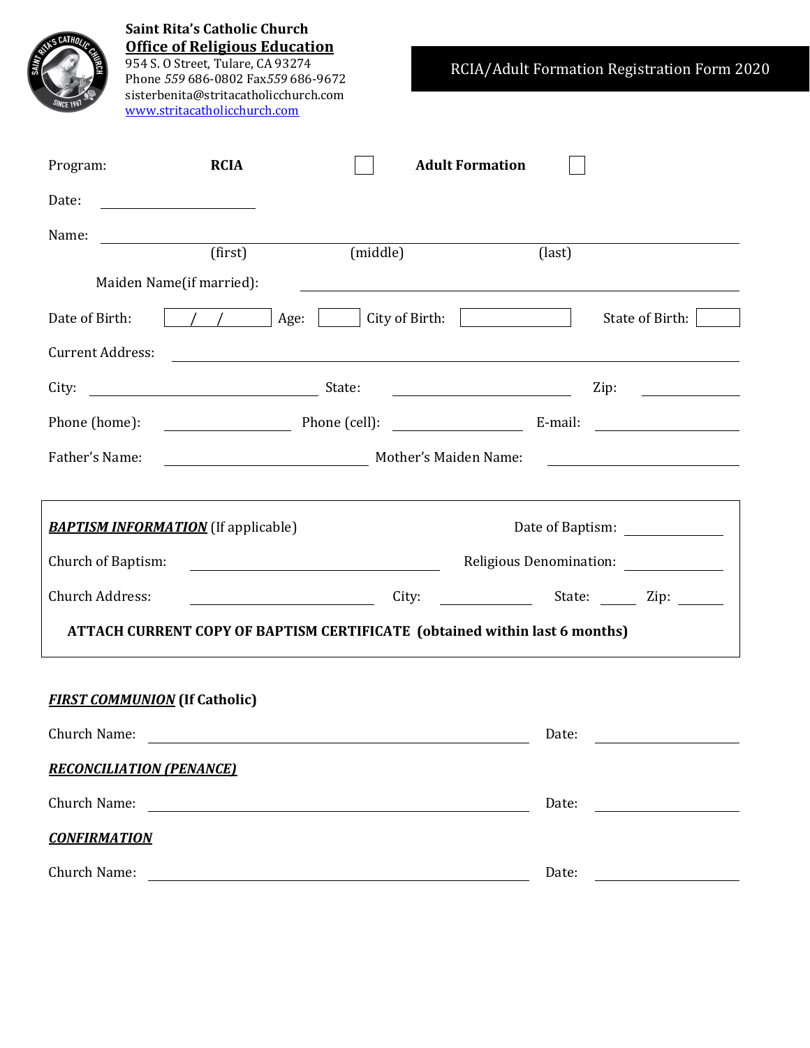**Saint Rita's Catholic Church**
**Office of Religious Education**
954 S. O Street, Tulare, CA 93274
Phone *559* 686-0802 Fax*559* 686-9672
sisterbenita@stritacatholicchurch.com
www.stritacatholicchurch.com

# RCIA/Adult Formation Registration Form 2020

Program: **RCIA** ☐ **Adult Formation** ☐

Date: ____________________

Name: ______________________________________________________________
(first) (middle) (last)

Maiden Name(if married): ____________________________________________

Date of Birth: / / Age: ____ City of Birth: ____________ State of Birth: ____

Current Address: ______________________________________________________

City: ______________________ State: ________________ Zip: __________

Phone (home): ______________ Phone (cell): ______________ E-mail: ______________

Father's Name: ______________________ Mother's Maiden Name: ______________________

***BAPTISM INFORMATION*** (If applicable) Date of Baptism: ____________

Church of Baptism: ____________________________ Religious Denomination: ____________

Church Address: ______________________ City: __________ State: ____ Zip: ____

**ATTACH CURRENT COPY OF BAPTISM CERTIFICATE (obtained within last 6 months)**

***FIRST COMMUNION*** **(If Catholic)**

Church Name: ____________________________________________ Date: ______________

***RECONCILIATION (PENANCE)***

Church Name: ____________________________________________ Date: ______________

***CONFIRMATION***

Church Name: ____________________________________________ Date: ______________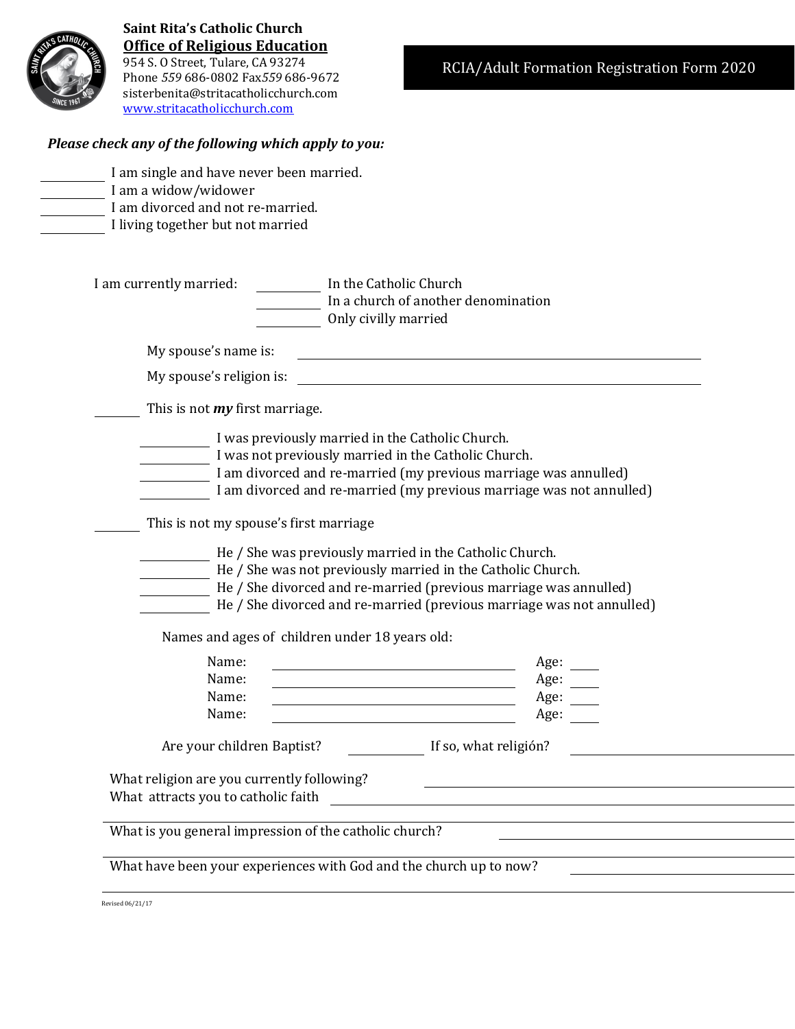**Saint Rita's Catholic Church**
**Office of Religious Education**
954 S. O Street, Tulare, CA 93274
Phone *559* 686-0802 Fax*559* 686-9672
sisterbenita@stritacatholicchurch.com
www.stritacatholicchurch.com

RCIA/Adult Formation Registration Form 2020

***Please check any of the following which apply to you:***

\_\_\_\_\_\_\_\_\_\_ I am single and have never been married.
\_\_\_\_\_\_\_\_\_\_ I am a widow/widower
\_\_\_\_\_\_\_\_\_\_ I am divorced and not re-married.
\_\_\_\_\_\_\_\_\_\_ I living together but not married

I am currently married: \_\_\_\_\_\_\_\_\_\_ In the Catholic Church
\_\_\_\_\_\_\_\_\_\_ In a church of another denomination
\_\_\_\_\_\_\_\_\_\_ Only civilly married

My spouse's name is: \_\_\_\_\_\_\_\_\_\_\_\_\_\_\_\_\_\_\_\_\_\_\_\_\_\_\_\_\_\_\_\_\_\_\_\_\_\_\_\_

My spouse's religion is: \_\_\_\_\_\_\_\_\_\_\_\_\_\_\_\_\_\_\_\_\_\_\_\_\_\_\_\_\_\_\_\_\_\_\_\_\_\_\_\_

\_\_\_\_\_\_\_ This is not ***my*** first marriage.

\_\_\_\_\_\_\_\_\_\_ I was previously married in the Catholic Church.
\_\_\_\_\_\_\_\_\_\_ I was not previously married in the Catholic Church.
\_\_\_\_\_\_\_\_\_\_ I am divorced and re-married (my previous marriage was annulled)
\_\_\_\_\_\_\_\_\_\_ I am divorced and re-married (my previous marriage was not annulled)

\_\_\_\_\_\_\_ This is not my spouse's first marriage

\_\_\_\_\_\_\_\_\_\_ He / She was previously married in the Catholic Church.
\_\_\_\_\_\_\_\_\_\_ He / She was not previously married in the Catholic Church.
\_\_\_\_\_\_\_\_\_\_ He / She divorced and re-married (previous marriage was annulled)
\_\_\_\_\_\_\_\_\_\_ He / She divorced and re-married (previous marriage was not annulled)

Names and ages of children under 18 years old:

Name: \_\_\_\_\_\_\_\_\_\_\_\_\_\_\_\_\_\_\_\_\_\_\_\_\_\_\_\_\_\_ Age: \_\_\_\_
Name: \_\_\_\_\_\_\_\_\_\_\_\_\_\_\_\_\_\_\_\_\_\_\_\_\_\_\_\_\_\_ Age: \_\_\_\_
Name: \_\_\_\_\_\_\_\_\_\_\_\_\_\_\_\_\_\_\_\_\_\_\_\_\_\_\_\_\_\_ Age: \_\_\_\_
Name: \_\_\_\_\_\_\_\_\_\_\_\_\_\_\_\_\_\_\_\_\_\_\_\_\_\_\_\_\_\_ Age: \_\_\_\_

Are your children Baptist? \_\_\_\_\_\_\_\_\_\_ If so, what religión? \_\_\_\_\_\_\_\_\_\_\_\_\_\_\_\_\_\_\_\_

What religion are you currently following? \_\_\_\_\_\_\_\_\_\_\_\_\_\_\_\_\_\_\_\_\_\_\_\_\_\_\_\_\_\_
What attracts you to catholic faith \_\_\_\_\_\_\_\_\_\_\_\_\_\_\_\_\_\_\_\_\_\_\_\_\_\_\_\_\_\_\_\_\_\_\_\_\_\_\_\_

\_\_\_\_\_\_\_\_\_\_\_\_\_\_\_\_\_\_\_\_\_\_\_\_\_\_\_\_\_\_\_\_\_\_\_\_\_\_\_\_\_\_\_\_\_\_\_\_\_\_\_\_\_\_\_\_\_\_\_\_\_\_\_\_\_\_\_\_

What is you general impression of the catholic church? \_\_\_\_\_\_\_\_\_\_\_\_\_\_\_\_\_\_\_\_\_\_\_\_\_\_\_\_

\_\_\_\_\_\_\_\_\_\_\_\_\_\_\_\_\_\_\_\_\_\_\_\_\_\_\_\_\_\_\_\_\_\_\_\_\_\_\_\_\_\_\_\_\_\_\_\_\_\_\_\_\_\_\_\_\_\_\_\_\_\_\_\_\_\_\_\_

What have been your experiences with God and the church up to now? \_\_\_\_\_\_\_\_\_\_\_\_\_\_\_\_\_\_\_\_

\_\_\_\_\_\_\_\_\_\_\_\_\_\_\_\_\_\_\_\_\_\_\_\_\_\_\_\_\_\_\_\_\_\_\_\_\_\_\_\_\_\_\_\_\_\_\_\_\_\_\_\_\_\_\_\_\_\_\_\_\_\_\_\_\_\_\_\_

Revised 06/21/17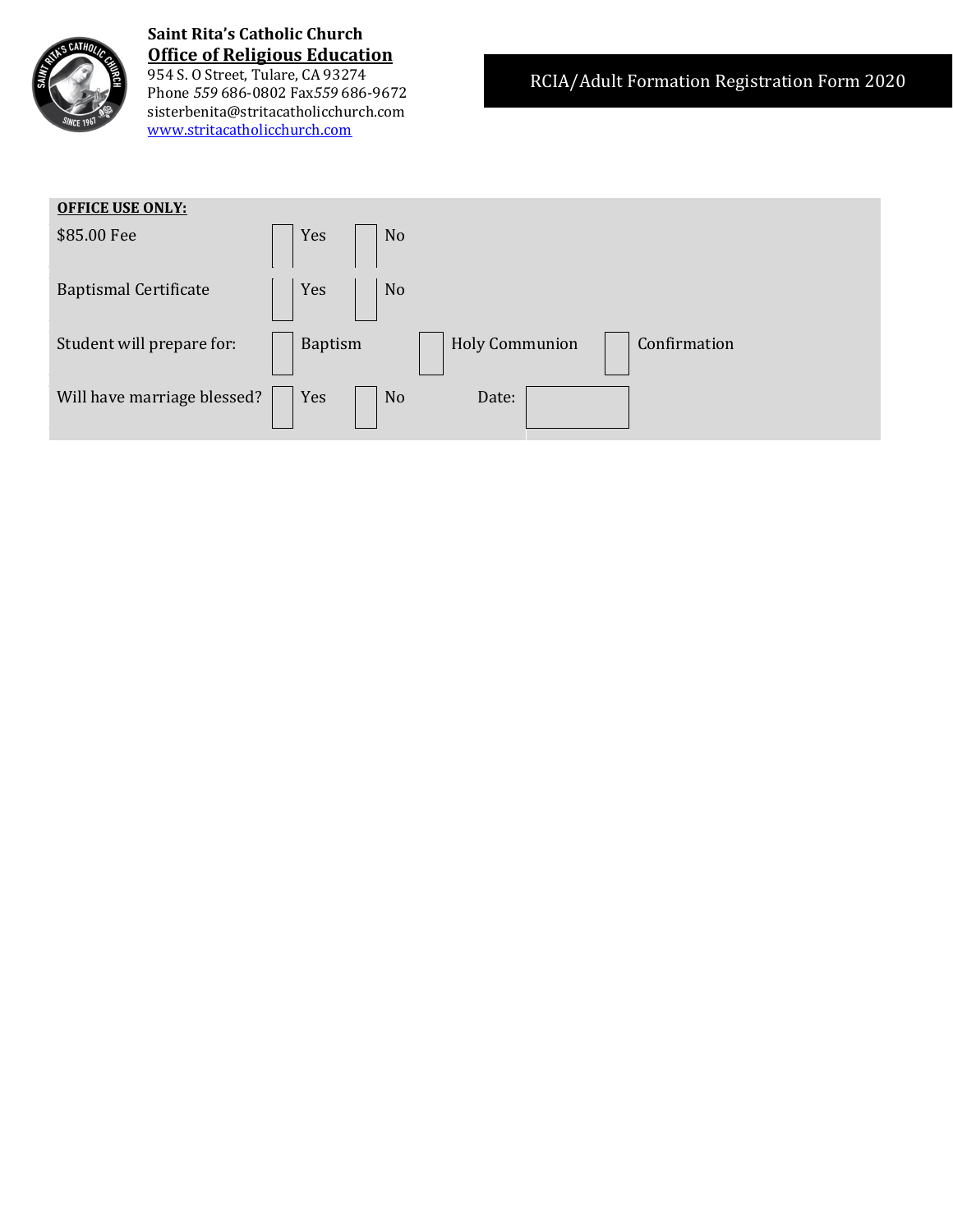**Saint Rita's Catholic Church**
**Office of Religious Education**
954 S. O Street, Tulare, CA 93274
Phone *559* 686-0802 Fax*559* 686-9672
sisterbenita@stritacatholicchurch.com
www.stritacatholicchurch.com

# RCIA/Adult Formation Registration Form 2020

**OFFICE USE ONLY:**

| | | | |
|---|---|---|---|
| $85.00 Fee | ☐ Yes | ☐ No | |
| Baptismal Certificate | ☐ Yes | ☐ No | |
| Student will prepare for: | ☐ Baptism | ☐ Holy Communion | ☐ Confirmation |
| Will have marriage blessed? | ☐ Yes | ☐ No | Date: |